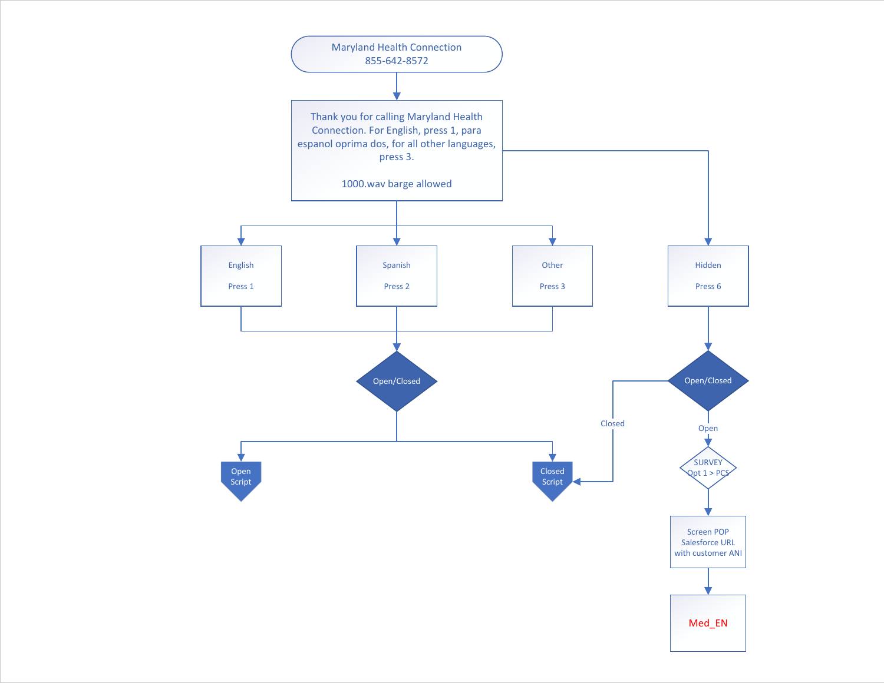Maryland Health Connection
855-642-8572

Thank you for calling Maryland Health Connection. For English, press 1, para espanol oprima dos, for all other languages, press 3.

1000.wav barge allowed

English

Press 1

Spanish

Press 2

Other

Press 3

Hidden

Press 6

Open/Closed

Open Script

Closed Script

Open/Closed

Closed

Open

SURVEY
Opt 1 > PCS

Screen POP
Salesforce URL
with customer ANI

Med_EN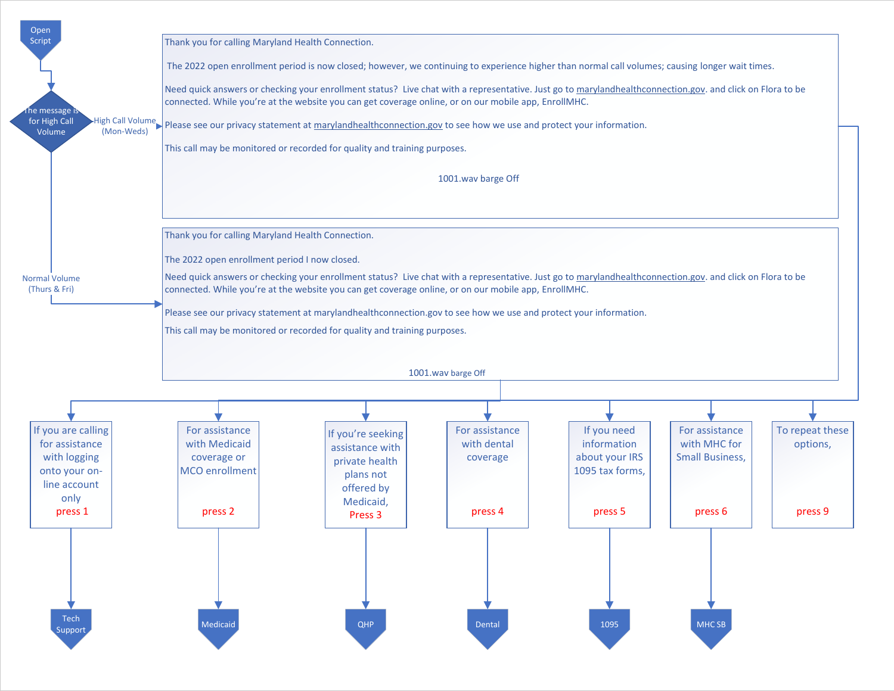**Open Script**

**The message is for High Call Volume**

- **High Call Volume (Mon-Weds)**

Thank you for calling Maryland Health Connection.

The 2022 open enrollment period is now closed; however, we continuing to experience higher than normal call volumes; causing longer wait times.

Need quick answers or checking your enrollment status? Live chat with a representative. Just go to marylandhealthconnection.gov. and click on Flora to be connected. While you're at the website you can get coverage online, or on our mobile app, EnrollMHC.

Please see our privacy statement at marylandhealthconnection.gov to see how we use and protect your information.

This call may be monitored or recorded for quality and training purposes.

1001.wav barge Off

- **Normal Volume (Thurs & Fri)**

Thank you for calling Maryland Health Connection.

The 2022 open enrollment period I now closed.

Need quick answers or checking your enrollment status? Live chat with a representative. Just go to marylandhealthconnection.gov. and click on Flora to be connected. While you're at the website you can get coverage online, or on our mobile app, EnrollMHC.

Please see our privacy statement at marylandhealthconnection.gov to see how we use and protect your information.

This call may be monitored or recorded for quality and training purposes.

1001.wav barge Off

| Option | Destination |
|---|---|
| If you are calling for assistance with logging onto your on-line account only press 1 | Tech Support |
| For assistance with Medicaid coverage or MCO enrollment press 2 | Medicaid |
| If you're seeking assistance with private health plans not offered by Medicaid, Press 3 | QHP |
| For assistance with dental coverage press 4 | Dental |
| If you need information about your IRS 1095 tax forms, press 5 | 1095 |
| For assistance with MHC for Small Business, press 6 | MHC SB |
| To repeat these options, press 9 | |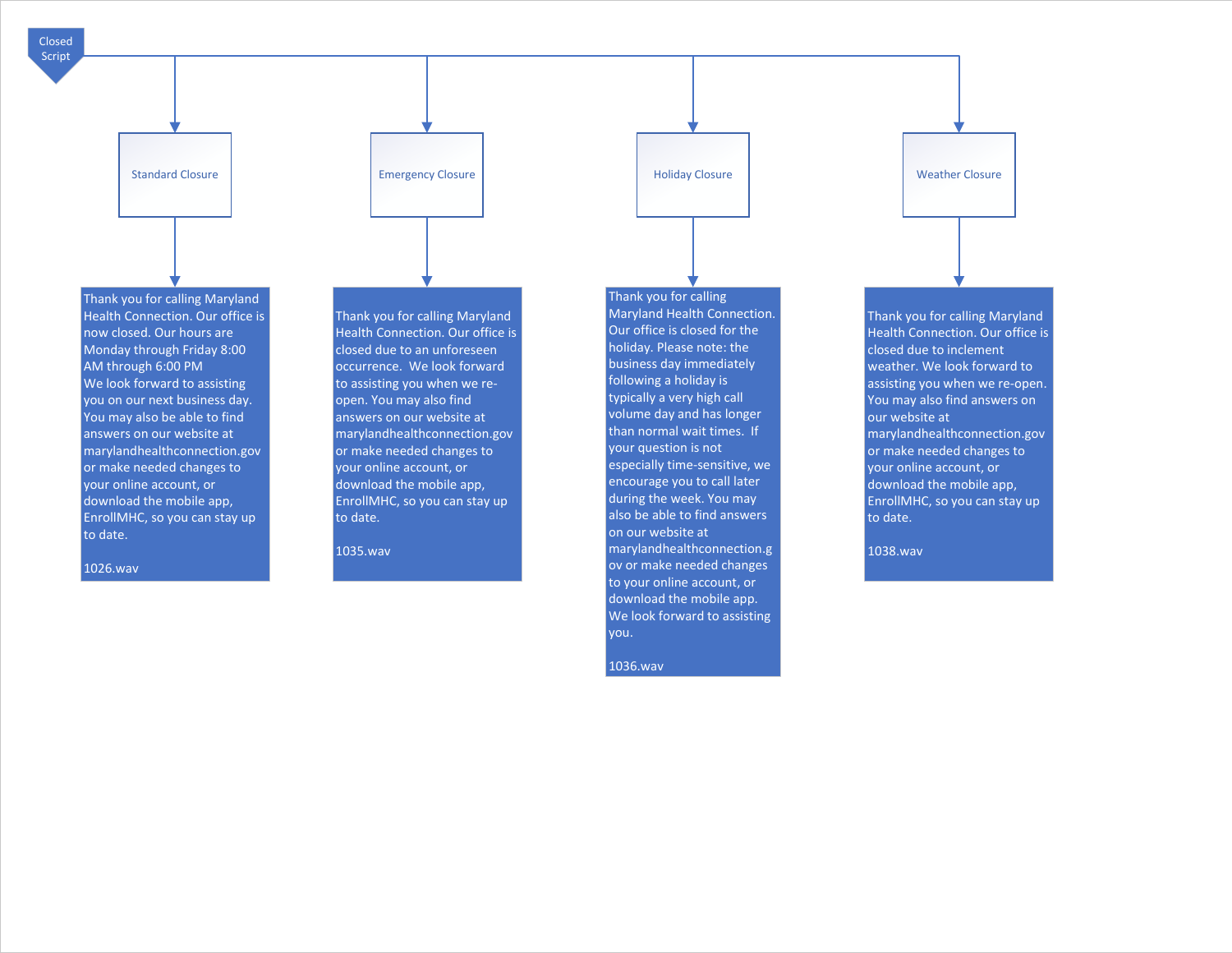# Closed Script

## Standard Closure

Thank you for calling Maryland Health Connection. Our office is now closed. Our hours are Monday through Friday 8:00 AM through 6:00 PM
We look forward to assisting you on our next business day. You may also be able to find answers on our website at marylandhealthconnection.gov or make needed changes to your online account, or download the mobile app, EnrollMHC, so you can stay up to date.

1026.wav

## Emergency Closure

Thank you for calling Maryland Health Connection. Our office is closed due to an unforeseen occurrence. We look forward to assisting you when we re-open. You may also find answers on our website at marylandhealthconnection.gov or make needed changes to your online account, or download the mobile app, EnrollMHC, so you can stay up to date.

1035.wav

## Holiday Closure

Thank you for calling Maryland Health Connection. Our office is closed for the holiday. Please note: the business day immediately following a holiday is typically a very high call volume day and has longer than normal wait times. If your question is not especially time-sensitive, we encourage you to call later during the week. You may also be able to find answers on our website at marylandhealthconnection.gov or make needed changes to your online account, or download the mobile app. We look forward to assisting you.

1036.wav

## Weather Closure

Thank you for calling Maryland Health Connection. Our office is closed due to inclement weather. We look forward to assisting you when we re-open. You may also find answers on our website at marylandhealthconnection.gov or make needed changes to your online account, or download the mobile app, EnrollMHC, so you can stay up to date.

1038.wav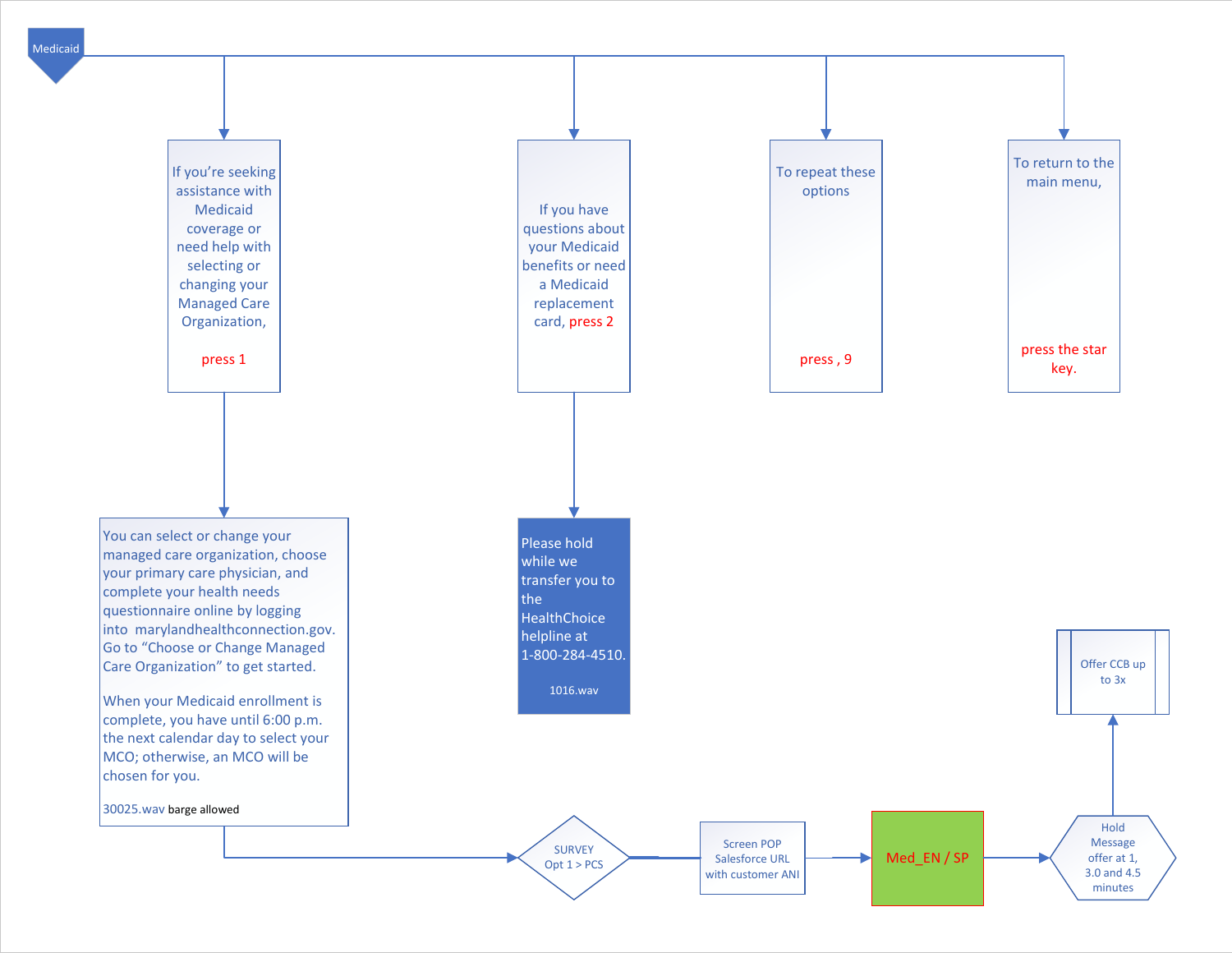# Medicaid

- If you're seeking assistance with Medicaid coverage or need help with selecting or changing your Managed Care Organization,

  press 1

- If you have questions about your Medicaid benefits or need a Medicaid replacement card, press 2

- To repeat these options

  press , 9

- To return to the main menu,

  press the star key.

**Press 1 →**

You can select or change your managed care organization, choose your primary care physician, and complete your health needs questionnaire online by logging into marylandhealthconnection.gov. Go to "Choose or Change Managed Care Organization" to get started.

When your Medicaid enrollment is complete, you have until 6:00 p.m. the next calendar day to select your MCO; otherwise, an MCO will be chosen for you.

30025.wav barge allowed

→ SURVEY Opt 1 > PCS → Screen POP Salesforce URL with customer ANI → Med_EN / SP → Hold Message offer at 1, 3.0 and 4.5 minutes → Offer CCB up to 3x

**Press 2 →**

Please hold while we transfer you to the HealthChoice helpline at 1-800-284-4510.

1016.wav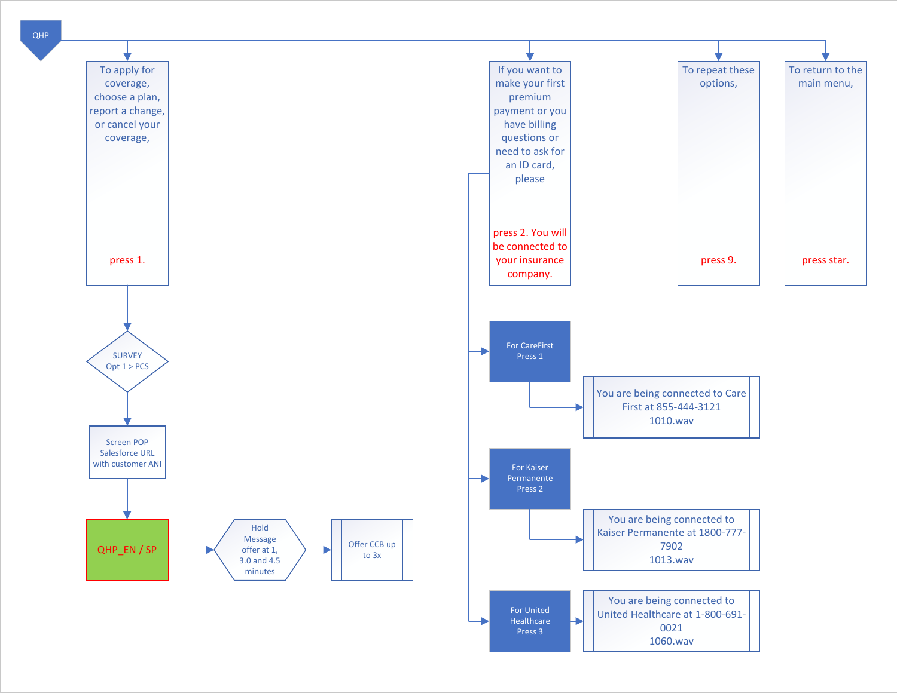QHP

To apply for coverage, choose a plan, report a change, or cancel your coverage,

press 1.

SURVEY
Opt 1 > PCS

Screen POP
Salesforce URL
with customer ANI

QHP_EN / SP

Hold Message offer at 1, 3.0 and 4.5 minutes

Offer CCB up to 3x

If you want to make your first premium payment or you have billing questions or need to ask for an ID card, please

press 2. You will be connected to your insurance company.

For CareFirst
Press 1

You are being connected to Care First at 855-444-3121
1010.wav

For Kaiser Permanente
Press 2

You are being connected to Kaiser Permanente at 1800-777-7902
1013.wav

For United Healthcare
Press 3

You are being connected to United Healthcare at 1-800-691-0021
1060.wav

To repeat these options,

press 9.

To return to the main menu,

press star.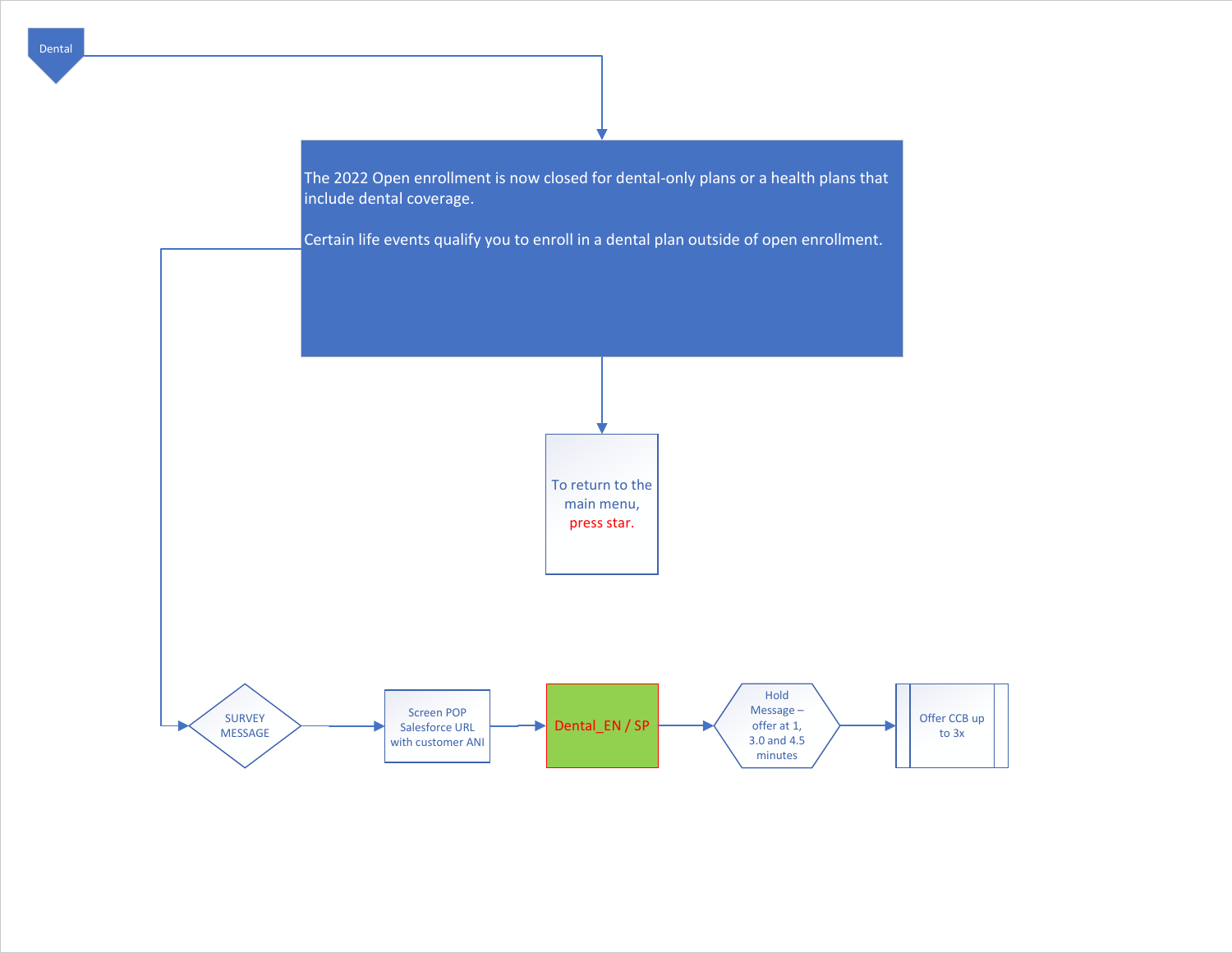Dental

The 2022 Open enrollment is now closed for dental-only plans or a health plans that include dental coverage.

Certain life events qualify you to enroll in a dental plan outside of open enrollment.

To return to the main menu, press star.

SURVEY MESSAGE

Screen POP Salesforce URL with customer ANI

Dental_EN / SP

Hold Message – offer at 1, 3.0 and 4.5 minutes

Offer CCB up to 3x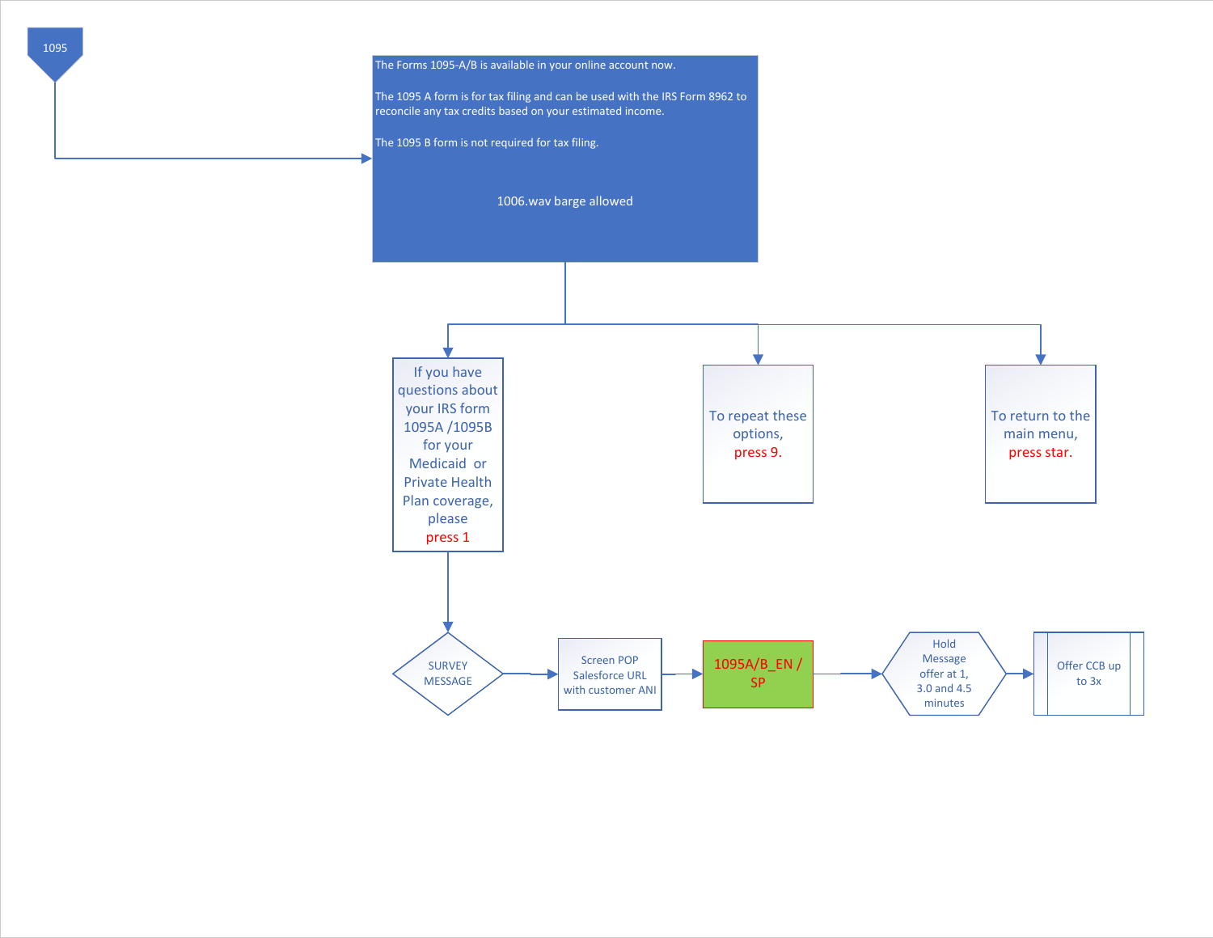1095

The Forms 1095-A/B is available in your online account now.

The 1095 A form is for tax filing and can be used with the IRS Form 8962 to reconcile any tax credits based on your estimated income.

The 1095 B form is not required for tax filing.

1006.wav barge allowed

If you have questions about your IRS form 1095A /1095B for your Medicaid or Private Health Plan coverage, please press 1

To repeat these options, press 9.

To return to the main menu, press star.

SURVEY MESSAGE

Screen POP Salesforce URL with customer ANI

1095A/B_EN / SP

Hold Message offer at 1, 3.0 and 4.5 minutes

Offer CCB up to 3x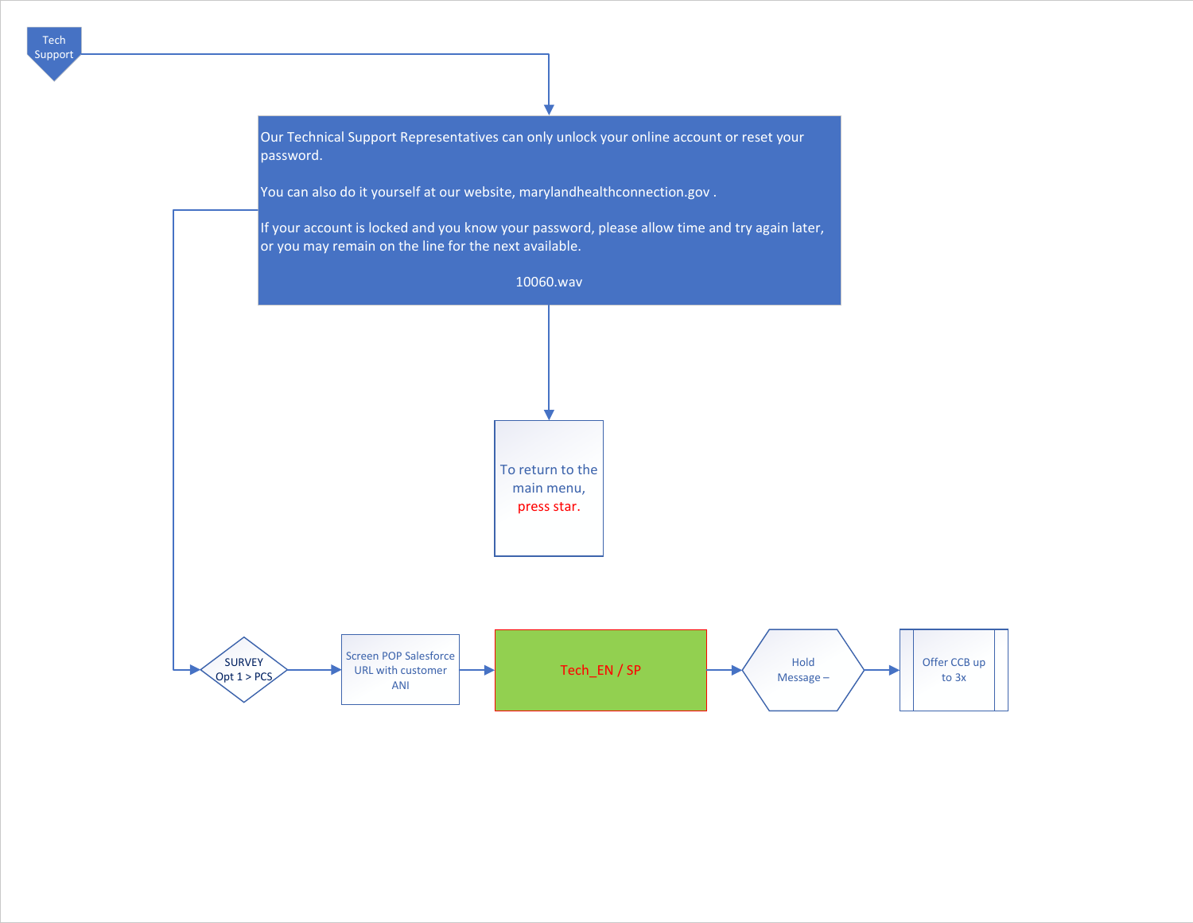Tech Support

Our Technical Support Representatives can only unlock your online account or reset your password.

You can also do it yourself at our website, marylandhealthconnection.gov .

If your account is locked and you know your password, please allow time and try again later, or you may remain on the line for the next available.

10060.wav

To return to the main menu, press star.

SURVEY Opt 1 > PCS

Screen POP Salesforce URL with customer ANI

Tech_EN / SP

Hold Message –

Offer CCB up to 3x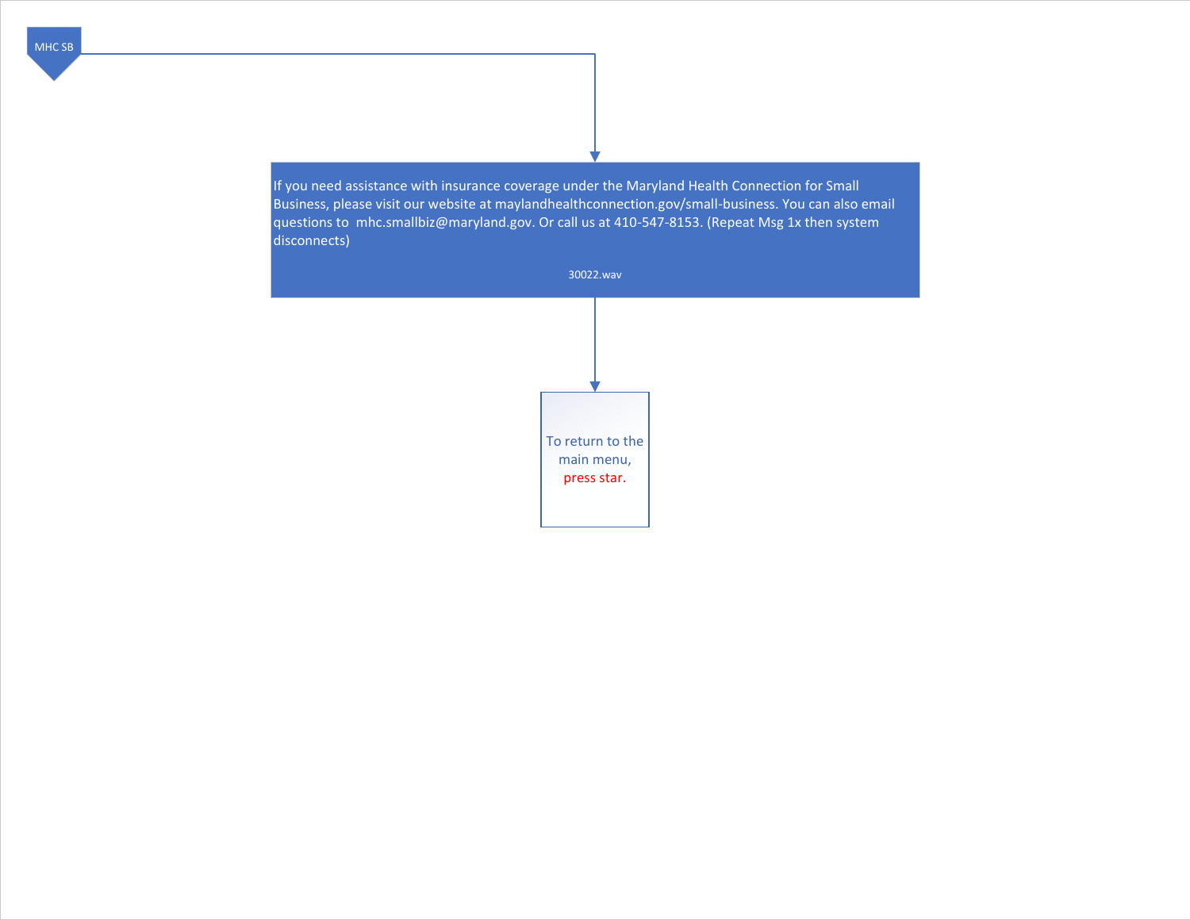MHC SB

If you need assistance with insurance coverage under the Maryland Health Connection for Small Business, please visit our website at maylandhealthconnection.gov/small-business. You can also email questions to  mhc.smallbiz@maryland.gov. Or call us at 410-547-8153. (Repeat Msg 1x then system disconnects)

30022.wav

To return to the main menu, press star.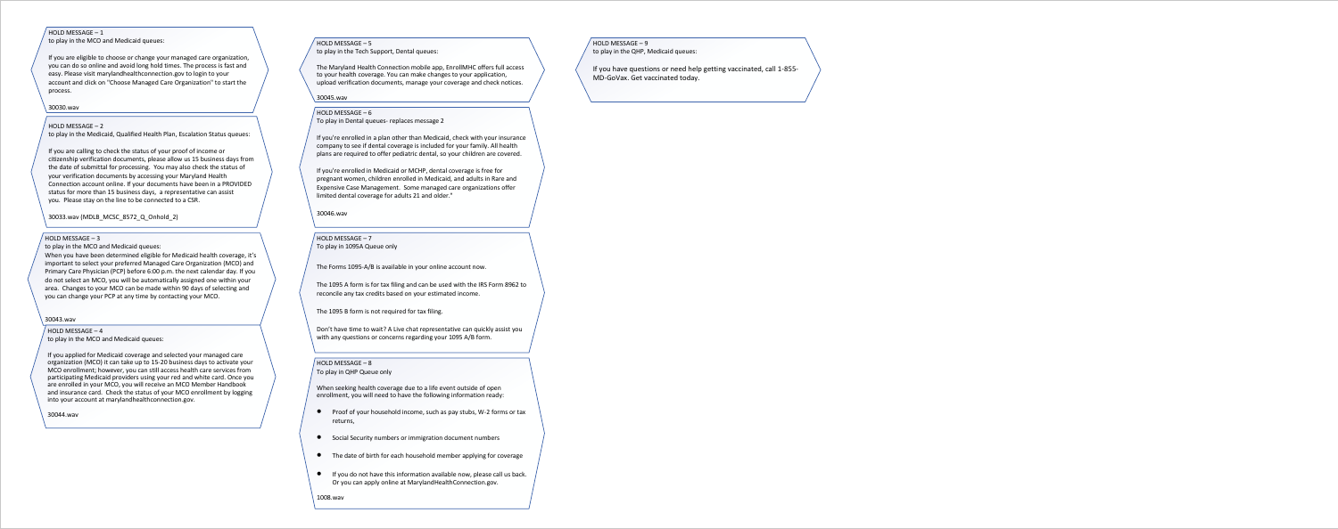HOLD MESSAGE – 1
to play in the MCO and Medicaid queues:

If you are eligible to choose or change your managed care organization, you can do so online and avoid long hold times. The process is fast and easy. Please visit marylandhealthconnection.gov to login to your account and click on "Choose Managed Care Organization" to start the process.

30030.wav

HOLD MESSAGE – 2
to play in the Medicaid, Qualified Health Plan, Escalation Status queues:

If you are calling to check the status of your proof of income or citizenship verification documents, please allow us 15 business days from the date of submittal for processing. You may also check the status of your verification documents by accessing your Maryland Health Connection account online. If your documents have been in a PROVIDED status for more than 15 business days, a representative can assist you. Please stay on the line to be connected to a CSR.

30033.wav (MDLB_MCSC_8572_Q_Onhold_2)

HOLD MESSAGE – 3
to play in the MCO and Medicaid queues:
When you have been determined eligible for Medicaid health coverage, it's important to select your preferred Managed Care Organization (MCO) and Primary Care Physician (PCP) before 6:00 p.m. the next calendar day. If you do not select an MCO, you will be automatically assigned one within your area. Changes to your MCO can be made within 90 days of selecting and you can change your PCP at any time by contacting your MCO.

30043.wav

HOLD MESSAGE – 4
to play in the MCO and Medicaid queues:

If you applied for Medicaid coverage and selected your managed care organization (MCO) it can take up to 15-20 business days to activate your MCO enrollment; however, you can still access health care services from participating Medicaid providers using your red and white card. Once you are enrolled in your MCO, you will receive an MCO Member Handbook and insurance card. Check the status of your MCO enrollment by logging into your account at marylandhealthconnection.gov.

30044.wav

HOLD MESSAGE – 5
to play in the Tech Support, Dental queues:

The Maryland Health Connection mobile app, EnrollMHC offers full access to your health coverage. You can make changes to your application, upload verification documents, manage your coverage and check notices.

30045.wav

HOLD MESSAGE – 6
To play in Dental queues- replaces message 2

If you're enrolled in a plan other than Medicaid, check with your insurance company to see if dental coverage is included for your family. All health plans are required to offer pediatric dental, so your children are covered.

If you're enrolled in Medicaid or MCHP, dental coverage is free for pregnant women, children enrolled in Medicaid, and adults in Rare and Expensive Case Management. Some managed care organizations offer limited dental coverage for adults 21 and older."

30046.wav

HOLD MESSAGE – 7
To play in 1095A Queue only

The Forms 1095-A/B is available in your online account now.

The 1095 A form is for tax filing and can be used with the IRS Form 8962 to reconcile any tax credits based on your estimated income.

The 1095 B form is not required for tax filing.

Don't have time to wait? A Live chat representative can quickly assist you with any questions or concerns regarding your 1095 A/B form.

HOLD MESSAGE – 8
To play in QHP Queue only

When seeking health coverage due to a life event outside of open enrollment, you will need to have the following information ready:

- Proof of your household income, such as pay stubs, W-2 forms or tax returns,
- Social Security numbers or immigration document numbers
- The date of birth for each household member applying for coverage
- If you do not have this information available now, please call us back. Or you can apply online at MarylandHealthConnection.gov.

1008.wav

HOLD MESSAGE – 9
to play in the QHP, Medicaid queues:

If you have questions or need help getting vaccinated, call 1-855-MD-GoVax. Get vaccinated today.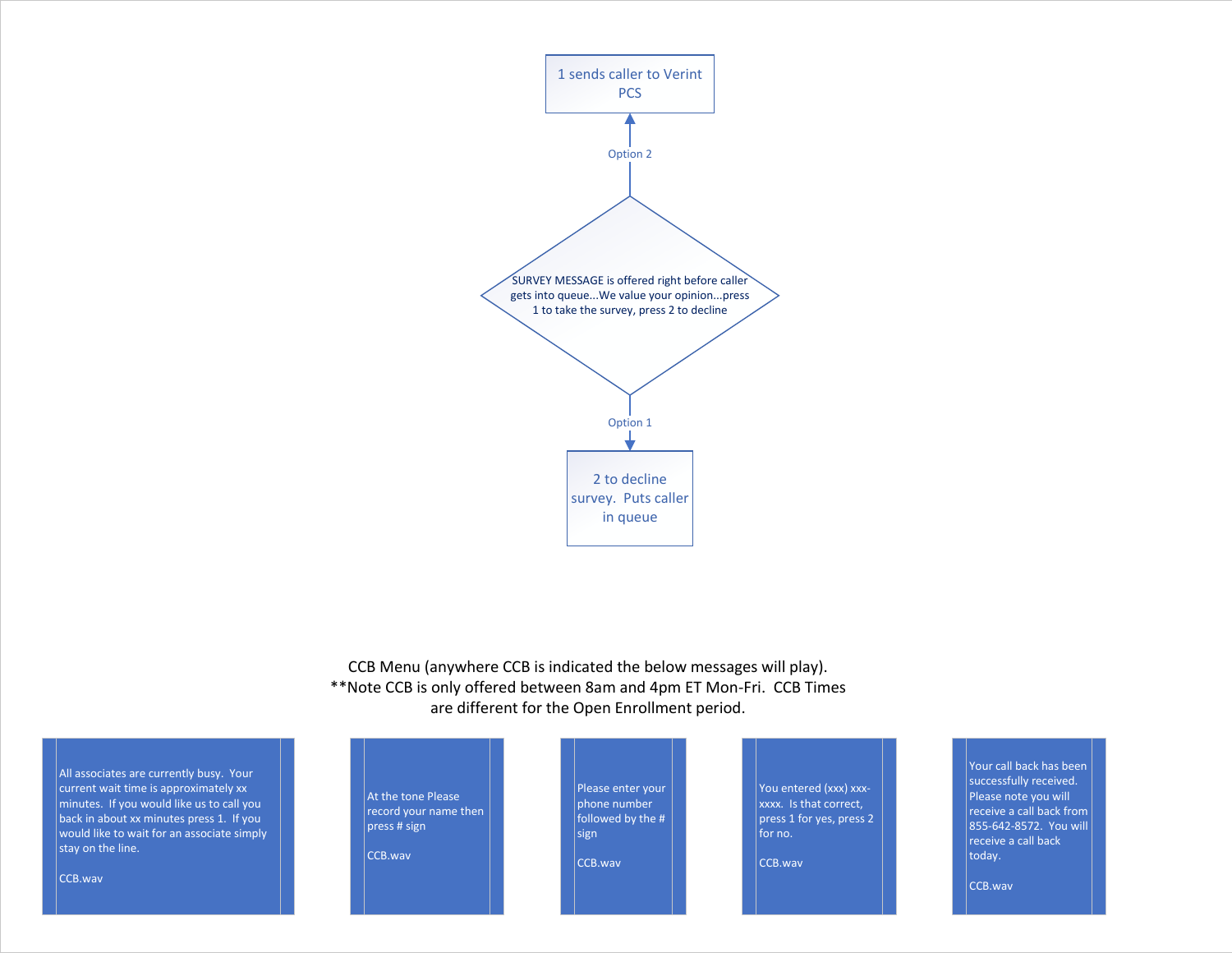1 sends caller to Verint PCS

Option 2

SURVEY MESSAGE is offered right before caller gets into queue...We value your opinion...press 1 to take the survey, press 2 to decline

Option 1

2 to decline survey. Puts caller in queue

CCB Menu (anywhere CCB is indicated the below messages will play).
**Note CCB is only offered between 8am and 4pm ET Mon-Fri. CCB Times are different for the Open Enrollment period.

All associates are currently busy. Your current wait time is approximately xx minutes. If you would like us to call you back in about xx minutes press 1. If you would like to wait for an associate simply stay on the line.

CCB.wav

At the tone Please record your name then press # sign

CCB.wav

Please enter your phone number followed by the # sign

CCB.wav

You entered (xxx) xxx-xxxx. Is that correct, press 1 for yes, press 2 for no.

CCB.wav

Your call back has been successfully received. Please note you will receive a call back from 855-642-8572. You will receive a call back today.

CCB.wav